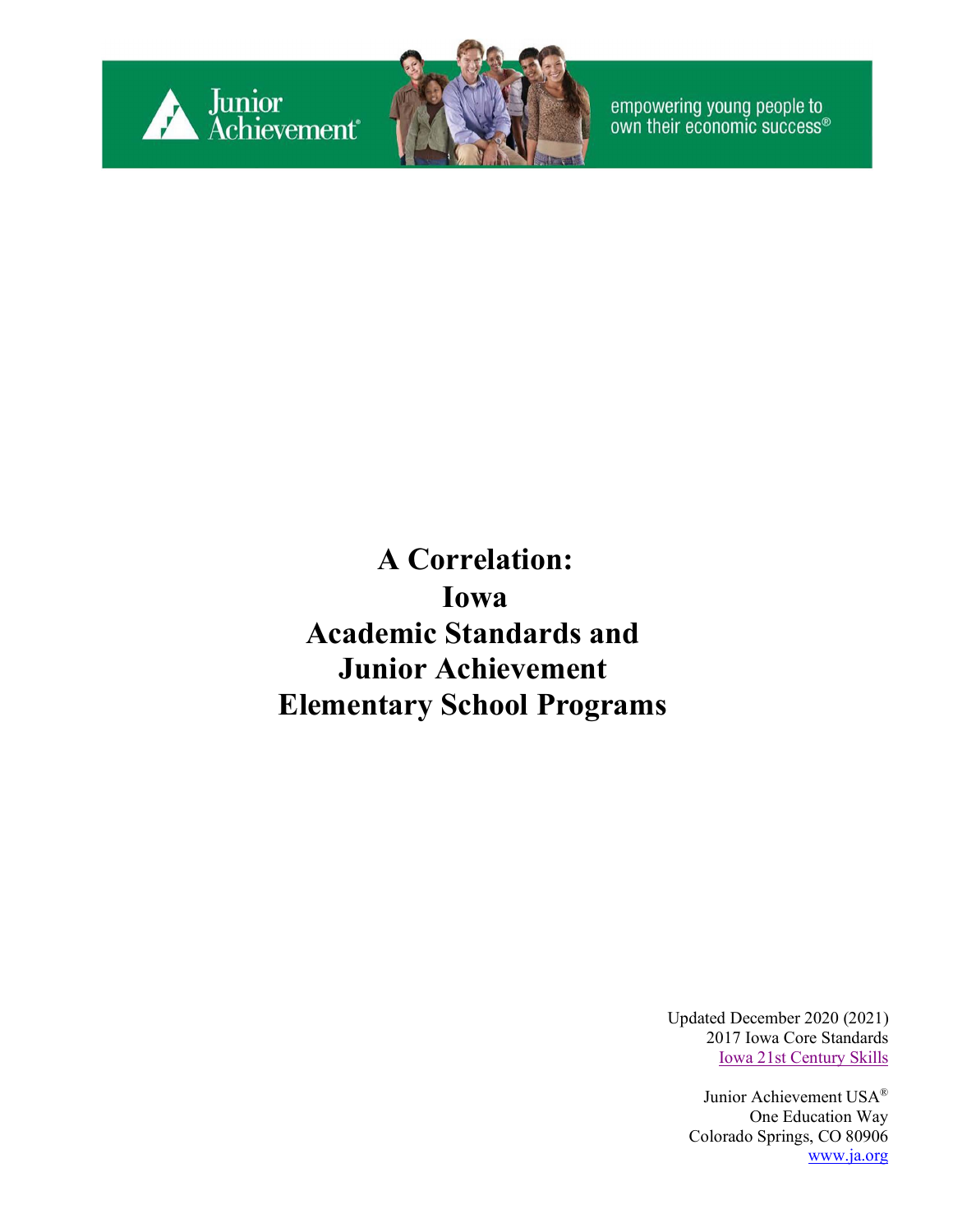Junior Achievement®

empowering young people to own their economic success®

# A Correlation: Iowa Academic Standards and Junior Achievement Elementary School Programs

Updated December 2020 (2021)
2017 Iowa Core Standards
Iowa 21st Century Skills

Junior Achievement USA®
One Education Way
Colorado Springs, CO 80906
www.ja.org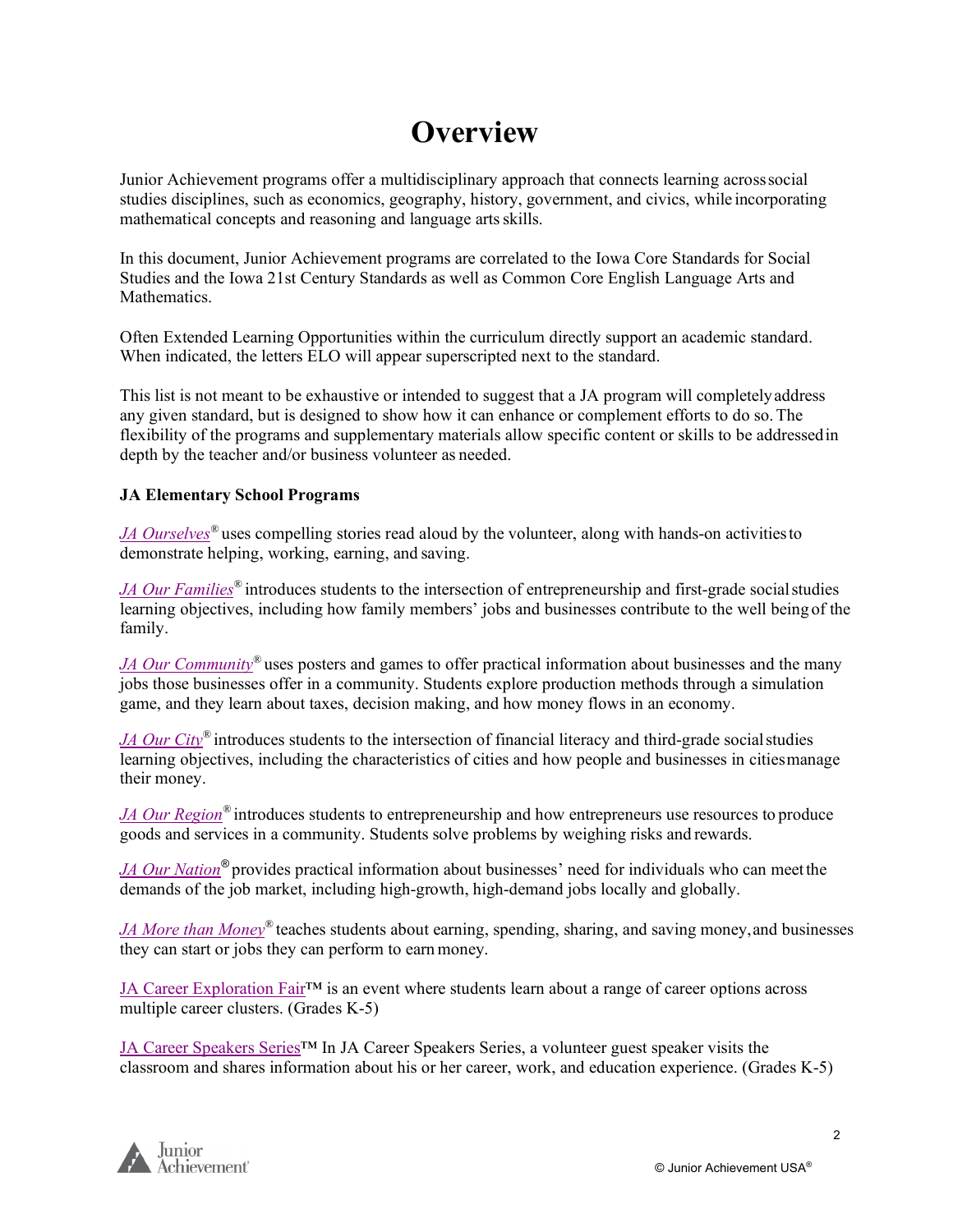# Overview

Junior Achievement programs offer a multidisciplinary approach that connects learning across social studies disciplines, such as economics, geography, history, government, and civics, while incorporating mathematical concepts and reasoning and language arts skills.

In this document, Junior Achievement programs are correlated to the Iowa Core Standards for Social Studies and the Iowa 21st Century Standards as well as Common Core English Language Arts and Mathematics.

Often Extended Learning Opportunities within the curriculum directly support an academic standard. When indicated, the letters ELO will appear superscripted next to the standard.

This list is not meant to be exhaustive or intended to suggest that a JA program will completely address any given standard, but is designed to show how it can enhance or complement efforts to do so. The flexibility of the programs and supplementary materials allow specific content or skills to be addressed in depth by the teacher and/or business volunteer as needed.

**JA Elementary School Programs**

*JA Ourselves*® uses compelling stories read aloud by the volunteer, along with hands-on activities to demonstrate helping, working, earning, and saving.

*JA Our Families*® introduces students to the intersection of entrepreneurship and first-grade social studies learning objectives, including how family members' jobs and businesses contribute to the well being of the family.

*JA Our Community*® uses posters and games to offer practical information about businesses and the many jobs those businesses offer in a community. Students explore production methods through a simulation game, and they learn about taxes, decision making, and how money flows in an economy.

*JA Our City*® introduces students to the intersection of financial literacy and third-grade social studies learning objectives, including the characteristics of cities and how people and businesses in cities manage their money.

*JA Our Region*® introduces students to entrepreneurship and how entrepreneurs use resources to produce goods and services in a community. Students solve problems by weighing risks and rewards.

*JA Our Nation*® provides practical information about businesses' need for individuals who can meet the demands of the job market, including high-growth, high-demand jobs locally and globally.

*JA More than Money*® teaches students about earning, spending, sharing, and saving money, and businesses they can start or jobs they can perform to earn money.

JA Career Exploration Fair™ is an event where students learn about a range of career options across multiple career clusters. (Grades K-5)

JA Career Speakers Series™ In JA Career Speakers Series, a volunteer guest speaker visits the classroom and shares information about his or her career, work, and education experience. (Grades K-5)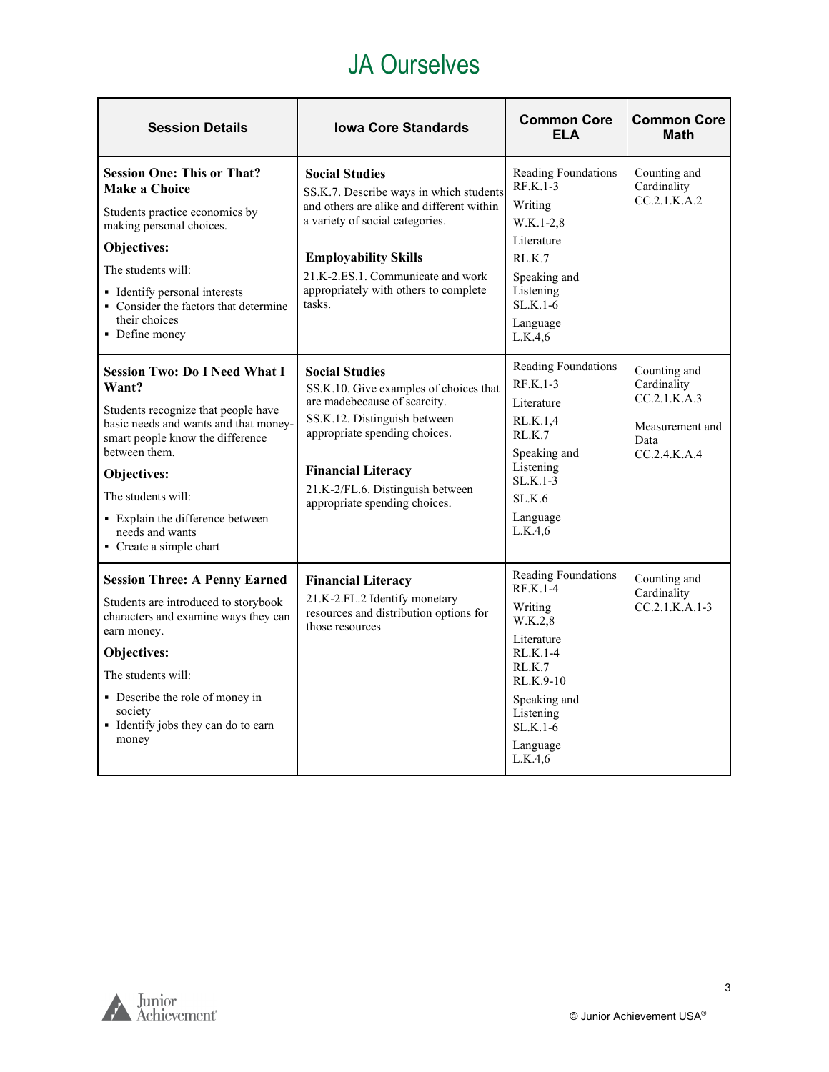# JA Ourselves

| Session Details | Iowa Core Standards | Common Core ELA | Common Core Math |
|---|---|---|---|
| **Session One: This or That? Make a Choice**<br><br>Students practice economics by making personal choices.<br><br>**Objectives:**<br><br>The students will:<br><br>▪ Identify personal interests<br>▪ Consider the factors that determine their choices<br>▪ Define money | **Social Studies**<br>SS.K.7. Describe ways in which students and others are alike and different within a variety of social categories.<br><br>**Employability Skills**<br>21.K-2.ES.1. Communicate and work appropriately with others to complete tasks. | Reading Foundations RF.K.1-3<br>Writing W.K.1-2,8<br>Literature RL.K.7<br>Speaking and Listening SL.K.1-6<br>Language L.K.4,6 | Counting and Cardinality CC.2.1.K.A.2 |
| **Session Two: Do I Need What I Want?**<br><br>Students recognize that people have basic needs and wants and that money-smart people know the difference between them.<br><br>**Objectives:**<br><br>The students will:<br><br>▪ Explain the difference between needs and wants<br>▪ Create a simple chart | **Social Studies**<br>SS.K.10. Give examples of choices that are madebecause of scarcity.<br>SS.K.12. Distinguish between appropriate spending choices.<br><br>**Financial Literacy**<br>21.K-2/FL.6. Distinguish between appropriate spending choices. | Reading Foundations RF.K.1-3<br>Literature RL.K.1,4 RL.K.7<br>Speaking and Listening SL.K.1-3 SL.K.6<br>Language L.K.4,6 | Counting and Cardinality CC.2.1.K.A.3<br><br>Measurement and Data CC.2.4.K.A.4 |
| **Session Three: A Penny Earned**<br><br>Students are introduced to storybook characters and examine ways they can earn money.<br><br>**Objectives:**<br><br>The students will:<br><br>▪ Describe the role of money in society<br>▪ Identify jobs they can do to earn money | **Financial Literacy**<br>21.K-2.FL.2 Identify monetary resources and distribution options for those resources | Reading Foundations RF.K.1-4<br>Writing W.K.2,8<br>Literature RL.K.1-4 RL.K.7 RL.K.9-10<br>Speaking and Listening SL.K.1-6<br>Language L.K.4,6 | Counting and Cardinality CC.2.1.K.A.1-3 |

© Junior Achievement USA®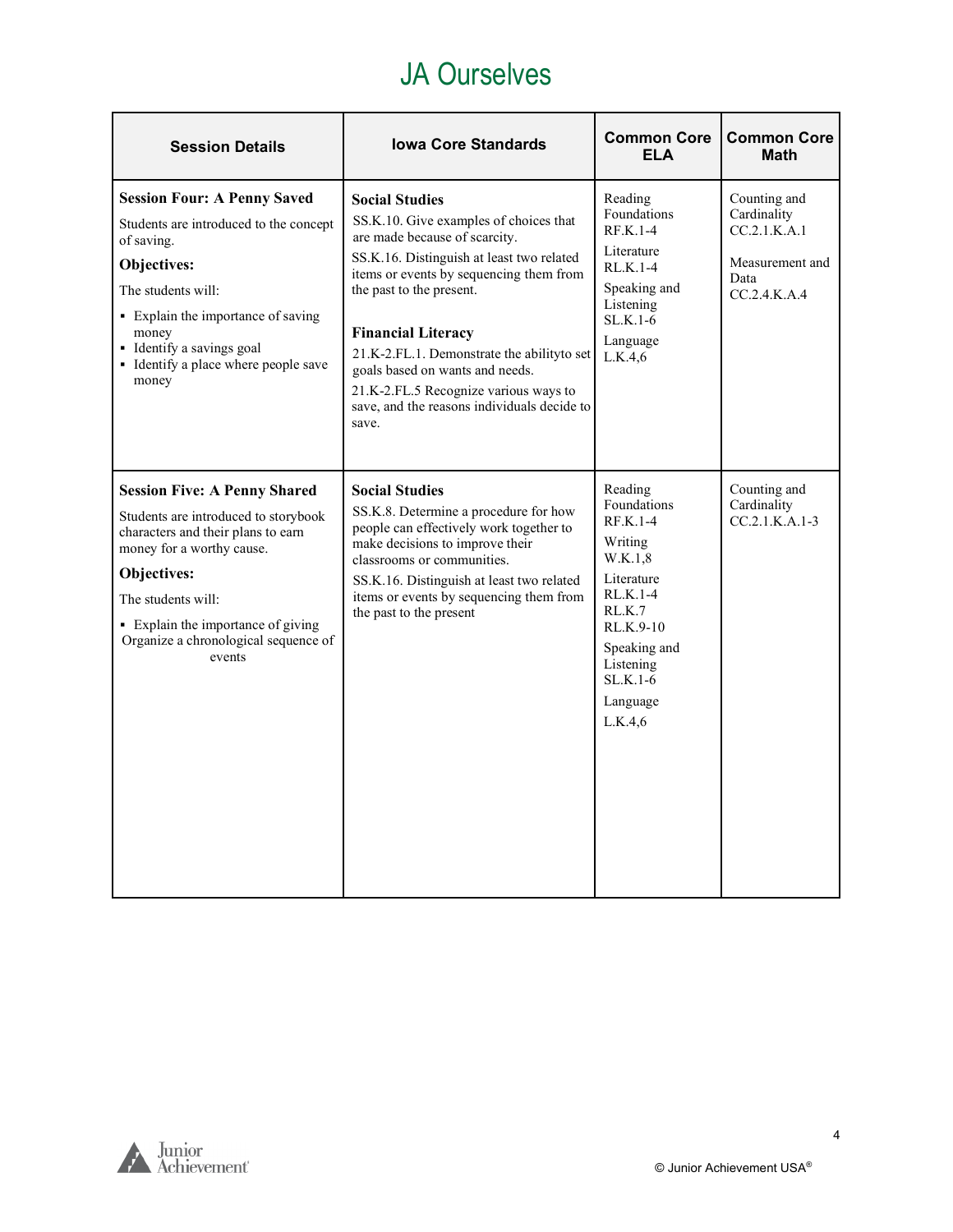# JA Ourselves

| Session Details | Iowa Core Standards | Common Core ELA | Common Core Math |
|---|---|---|---|
| **Session Four: A Penny Saved**<br>Students are introduced to the concept of saving.<br>**Objectives:**<br>The students will:<br>▪ Explain the importance of saving money<br>▪ Identify a savings goal<br>▪ Identify a place where people save money | **Social Studies**<br>SS.K.10. Give examples of choices that are made because of scarcity.<br>SS.K.16. Distinguish at least two related items or events by sequencing them from the past to the present.<br><br>**Financial Literacy**<br>21.K-2.FL.1. Demonstrate the abilityto set goals based on wants and needs.<br>21.K-2.FL.5 Recognize various ways to save, and the reasons individuals decide to save. | Reading Foundations RF.K.1-4<br>Literature RL.K.1-4<br>Speaking and Listening SL.K.1-6<br>Language L.K.4,6 | Counting and Cardinality CC.2.1.K.A.1<br><br>Measurement and Data CC.2.4.K.A.4 |
| **Session Five: A Penny Shared**<br>Students are introduced to storybook characters and their plans to earn money for a worthy cause.<br>**Objectives:**<br>The students will:<br>▪ Explain the importance of giving<br>Organize a chronological sequence of events | **Social Studies**<br>SS.K.8. Determine a procedure for how people can effectively work together to make decisions to improve their classrooms or communities.<br>SS.K.16. Distinguish at least two related items or events by sequencing them from the past to the present | Reading Foundations RF.K.1-4<br>Writing W.K.1,8<br>Literature RL.K.1-4<br>RL.K.7<br>RL.K.9-10<br>Speaking and Listening SL.K.1-6<br>Language<br>L.K.4,6 | Counting and Cardinality CC.2.1.K.A.1-3 |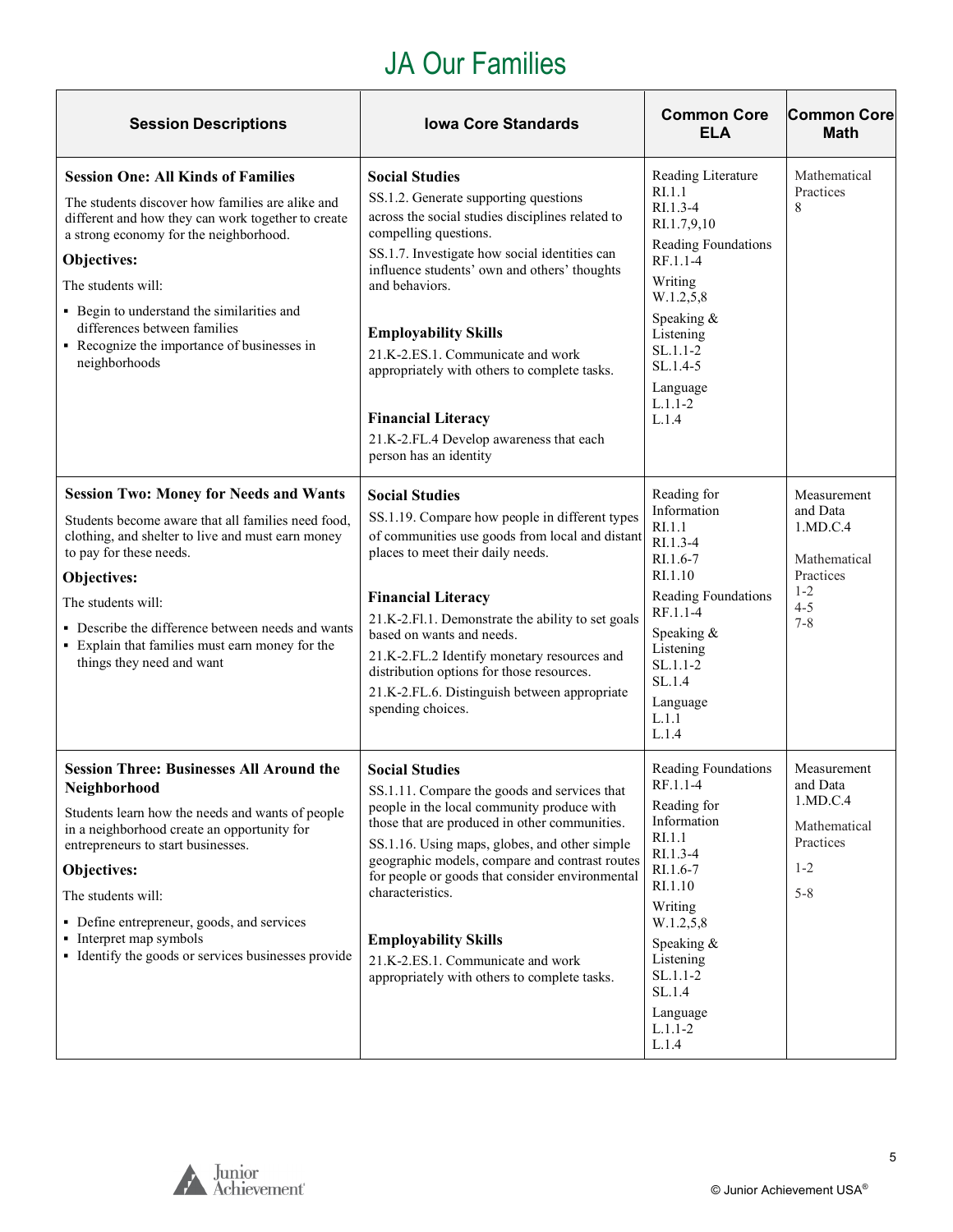# JA Our Families

| Session Descriptions | Iowa Core Standards | Common Core ELA | Common Core Math |
|---|---|---|---|
| **Session One: All Kinds of Families**<br>The students discover how families are alike and different and how they can work together to create a strong economy for the neighborhood.<br>**Objectives:**<br>The students will:<br>▪ Begin to understand the similarities and differences between families<br>▪ Recognize the importance of businesses in neighborhoods | **Social Studies**<br>SS.1.2. Generate supporting questions across the social studies disciplines related to compelling questions.<br>SS.1.7. Investigate how social identities can influence students' own and others' thoughts and behaviors.<br><br>**Employability Skills**<br>21.K-2.ES.1. Communicate and work appropriately with others to complete tasks.<br><br>**Financial Literacy**<br>21.K-2.FL.4 Develop awareness that each person has an identity | Reading Literature<br>RI.1.1<br>RI.1.3-4<br>RI.1.7,9,10<br>Reading Foundations<br>RF.1.1-4<br>Writing<br>W.1.2,5,8<br>Speaking & Listening<br>SL.1.1-2<br>SL.1.4-5<br>Language<br>L.1.1-2<br>L.1.4 | Mathematical Practices<br>8 |
| **Session Two: Money for Needs and Wants**<br>Students become aware that all families need food, clothing, and shelter to live and must earn money to pay for these needs.<br>**Objectives:**<br>The students will:<br>▪ Describe the difference between needs and wants<br>▪ Explain that families must earn money for the things they need and want | **Social Studies**<br>SS.1.19. Compare how people in different types of communities use goods from local and distant places to meet their daily needs.<br><br>**Financial Literacy**<br>21.K-2.Fl.1. Demonstrate the ability to set goals based on wants and needs.<br>21.K-2.FL.2 Identify monetary resources and distribution options for those resources.<br>21.K-2.FL.6. Distinguish between appropriate spending choices. | Reading for Information<br>RI.1.1<br>RI.1.3-4<br>RI.1.6-7<br>RI.1.10<br>Reading Foundations<br>RF.1.1-4<br>Speaking & Listening<br>SL.1.1-2<br>SL.1.4<br>Language<br>L.1.1<br>L.1.4 | Measurement and Data<br>1.MD.C.4<br><br>Mathematical Practices<br>1-2<br>4-5<br>7-8 |
| **Session Three: Businesses All Around the Neighborhood**<br>Students learn how the needs and wants of people in a neighborhood create an opportunity for entrepreneurs to start businesses.<br>**Objectives:**<br>The students will:<br>▪ Define entrepreneur, goods, and services<br>▪ Interpret map symbols<br>▪ Identify the goods or services businesses provide | **Social Studies**<br>SS.1.11. Compare the goods and services that people in the local community produce with those that are produced in other communities.<br>SS.1.16. Using maps, globes, and other simple geographic models, compare and contrast routes for people or goods that consider environmental characteristics.<br><br>**Employability Skills**<br>21.K-2.ES.1. Communicate and work appropriately with others to complete tasks. | Reading Foundations<br>RF.1.1-4<br>Reading for Information<br>RI.1.1<br>RI.1.3-4<br>RI.1.6-7<br>RI.1.10<br>Writing<br>W.1.2,5,8<br>Speaking & Listening<br>SL.1.1-2<br>SL.1.4<br>Language<br>L.1.1-2<br>L.1.4 | Measurement and Data<br>1.MD.C.4<br><br>Mathematical Practices<br><br>1-2<br><br>5-8 |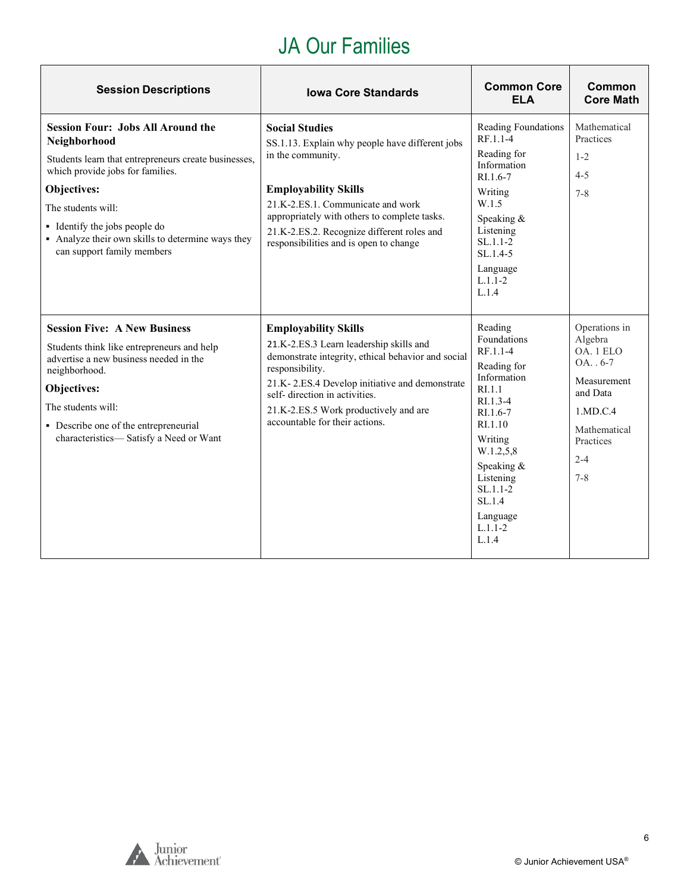# JA Our Families

| Session Descriptions | Iowa Core Standards | Common Core ELA | Common Core Math |
|---|---|---|---|
| **Session Four: Jobs All Around the Neighborhood**<br>Students learn that entrepreneurs create businesses, which provide jobs for families.<br>**Objectives:**<br>The students will:<br>▪ Identify the jobs people do<br>▪ Analyze their own skills to determine ways they can support family members | **Social Studies**<br>SS.1.13. Explain why people have different jobs in the community.<br><br>**Employability Skills**<br>21.K-2.ES.1. Communicate and work appropriately with others to complete tasks.<br>21.K-2.ES.2. Recognize different roles and responsibilities and is open to change | Reading Foundations RF.1.1-4<br>Reading for Information RI.1.6-7<br>Writing W.1.5<br>Speaking & Listening SL.1.1-2 SL.1.4-5<br>Language L.1.1-2 L.1.4 | Mathematical Practices<br>1-2<br>4-5<br>7-8 |
| **Session Five: A New Business**<br>Students think like entrepreneurs and help advertise a new business needed in the neighborhood.<br>**Objectives:**<br>The students will:<br>▪ Describe one of the entrepreneurial characteristics— Satisfy a Need or Want | **Employability Skills**<br>21.K-2.ES.3 Learn leadership skills and demonstrate integrity, ethical behavior and social responsibility.<br>21.K- 2.ES.4 Develop initiative and demonstrate self- direction in activities.<br>21.K-2.ES.5 Work productively and are accountable for their actions. | Reading Foundations RF.1.1-4<br>Reading for Information RI.1.1 RI.1.3-4 RI.1.6-7 RI.1.10<br>Writing W.1.2,5,8<br>Speaking & Listening SL.1.1-2 SL.1.4<br>Language L.1.1-2 L.1.4 | Operations in Algebra OA. 1 ELO OA. . 6-7<br>Measurement and Data<br>1.MD.C.4<br>Mathematical Practices<br>2-4<br>7-8 |

© Junior Achievement USA®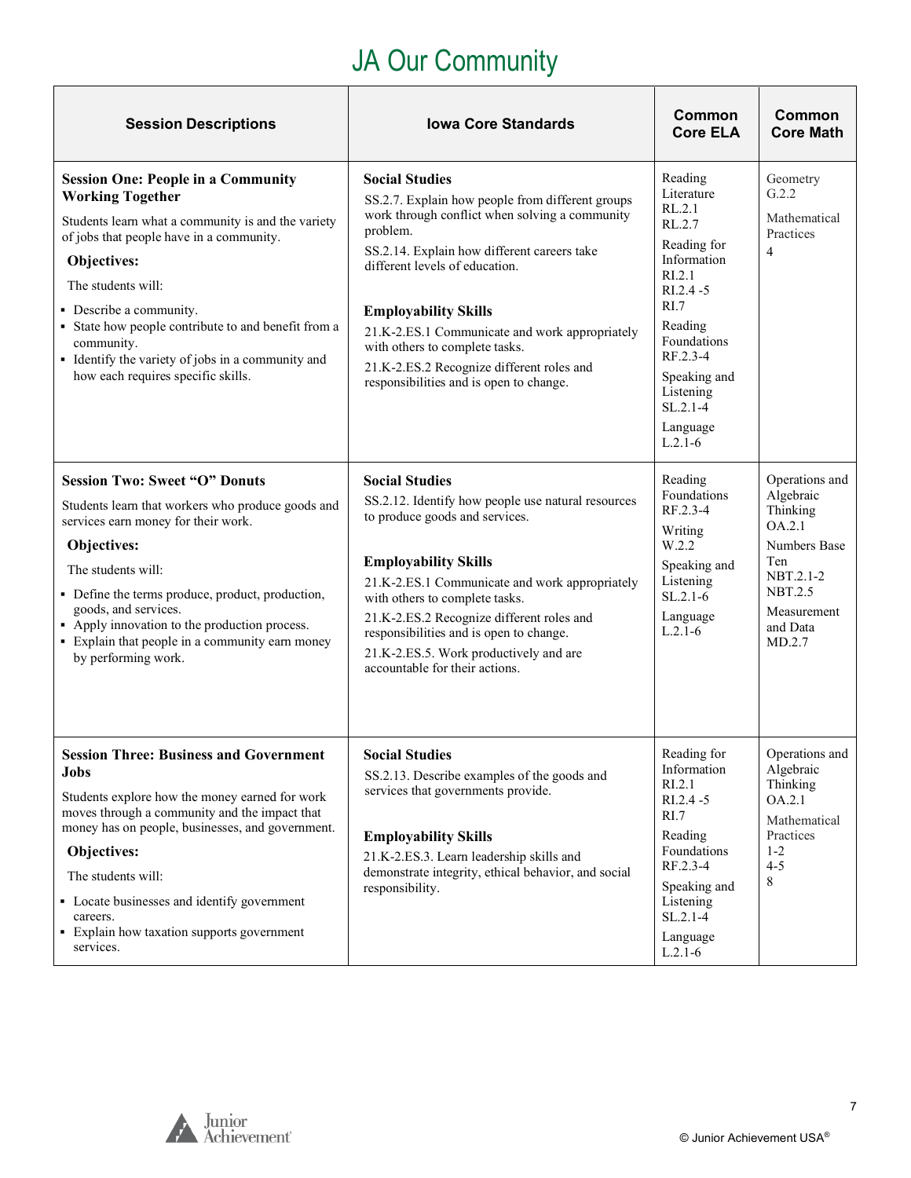# JA Our Community

| Session Descriptions | Iowa Core Standards | Common Core ELA | Common Core Math |
|---|---|---|---|
| **Session One: People in a Community Working Together**<br>Students learn what a community is and the variety of jobs that people have in a community.<br>**Objectives:**<br>The students will:<br>▪ Describe a community.<br>▪ State how people contribute to and benefit from a community.<br>▪ Identify the variety of jobs in a community and how each requires specific skills. | **Social Studies**<br>SS.2.7. Explain how people from different groups work through conflict when solving a community problem.<br>SS.2.14. Explain how different careers take different levels of education.<br><br>**Employability Skills**<br>21.K-2.ES.1 Communicate and work appropriately with others to complete tasks.<br>21.K-2.ES.2 Recognize different roles and responsibilities and is open to change. | Reading Literature<br>RL.2.1<br>RL.2.7<br>Reading for Information<br>RI.2.1<br>RI.2.4 -5<br>RI.7<br>Reading Foundations<br>RF.2.3-4<br>Speaking and Listening<br>SL.2.1-4<br>Language<br>L.2.1-6 | Geometry<br>G.2.2<br>Mathematical Practices<br>4 |
| **Session Two: Sweet "O" Donuts**<br>Students learn that workers who produce goods and services earn money for their work.<br>**Objectives:**<br>The students will:<br>▪ Define the terms produce, product, production, goods, and services.<br>▪ Apply innovation to the production process.<br>▪ Explain that people in a community earn money by performing work. | **Social Studies**<br>SS.2.12. Identify how people use natural resources to produce goods and services.<br><br>**Employability Skills**<br>21.K-2.ES.1 Communicate and work appropriately with others to complete tasks.<br>21.K-2.ES.2 Recognize different roles and responsibilities and is open to change.<br>21.K-2.ES.5. Work productively and are accountable for their actions. | Reading Foundations<br>RF.2.3-4<br>Writing<br>W.2.2<br>Speaking and Listening<br>SL.2.1-6<br>Language<br>L.2.1-6 | Operations and Algebraic Thinking<br>OA.2.1<br>Numbers Base Ten<br>NBT.2.1-2<br>NBT.2.5<br>Measurement and Data<br>MD.2.7 |
| **Session Three: Business and Government Jobs**<br>Students explore how the money earned for work moves through a community and the impact that money has on people, businesses, and government.<br>**Objectives:**<br>The students will:<br>▪ Locate businesses and identify government careers.<br>▪ Explain how taxation supports government services. | **Social Studies**<br>SS.2.13. Describe examples of the goods and services that governments provide.<br><br>**Employability Skills**<br>21.K-2.ES.3. Learn leadership skills and demonstrate integrity, ethical behavior, and social responsibility. | Reading for Information<br>RI.2.1<br>RI.2.4 -5<br>RI.7<br>Reading Foundations<br>RF.2.3-4<br>Speaking and Listening<br>SL.2.1-4<br>Language<br>L.2.1-6 | Operations and Algebraic Thinking<br>OA.2.1<br>Mathematical Practices<br>1-2<br>4-5<br>8 |

© Junior Achievement USA®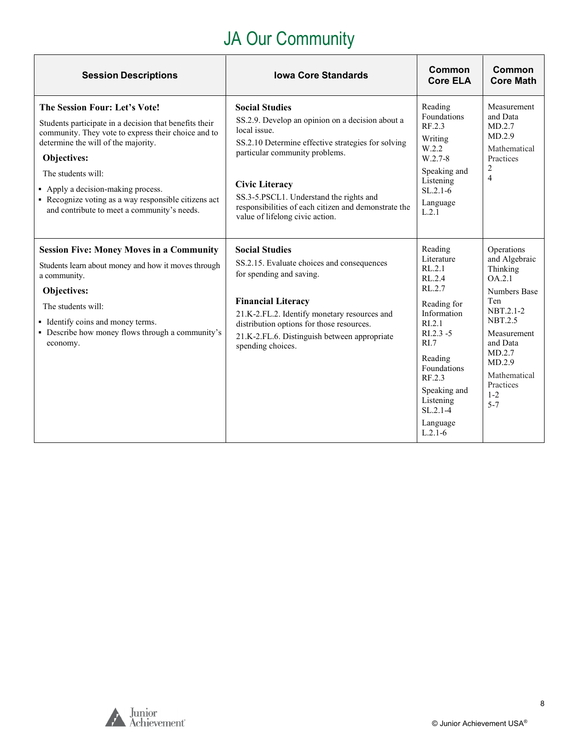# JA Our Community

| Session Descriptions | Iowa Core Standards | Common Core ELA | Common Core Math |
| --- | --- | --- | --- |
| **The Session Four: Let's Vote!**<br>Students participate in a decision that benefits their community. They vote to express their choice and to determine the will of the majority.<br>**Objectives:**<br>The students will:<br>▪ Apply a decision-making process.<br>▪ Recognize voting as a way responsible citizens act and contribute to meet a community's needs. | **Social Studies**<br>SS.2.9. Develop an opinion on a decision about a local issue.<br>SS.2.10 Determine effective strategies for solving particular community problems.<br><br>**Civic Literacy**<br>SS.3-5.PSCL1. Understand the rights and responsibilities of each citizen and demonstrate the value of lifelong civic action. | Reading Foundations RF.2.3<br>Writing W.2.2 W.2.7-8<br>Speaking and Listening SL.2.1-6<br>Language L.2.1 | Measurement and Data MD.2.7 MD.2.9<br>Mathematical Practices 2 4 |
| **Session Five: Money Moves in a Community**<br>Students learn about money and how it moves through a community.<br>**Objectives:**<br>The students will:<br>▪ Identify coins and money terms.<br>▪ Describe how money flows through a community's economy. | **Social Studies**<br>SS.2.15. Evaluate choices and consequences for spending and saving.<br><br>**Financial Literacy**<br>21.K-2.FL.2. Identify monetary resources and distribution options for those resources.<br>21.K-2.FL.6. Distinguish between appropriate spending choices. | Reading Literature RL.2.1 RL.2.4 RL.2.7<br>Reading for Information RI.2.1 RI.2.3 -5 RI.7<br>Reading Foundations RF.2.3<br>Speaking and Listening SL.2.1-4<br>Language L.2.1-6 | Operations and Algebraic Thinking OA.2.1<br>Numbers Base Ten NBT.2.1-2 NBT.2.5<br>Measurement and Data MD.2.7 MD.2.9<br>Mathematical Practices 1-2 5-7 |

© Junior Achievement USA®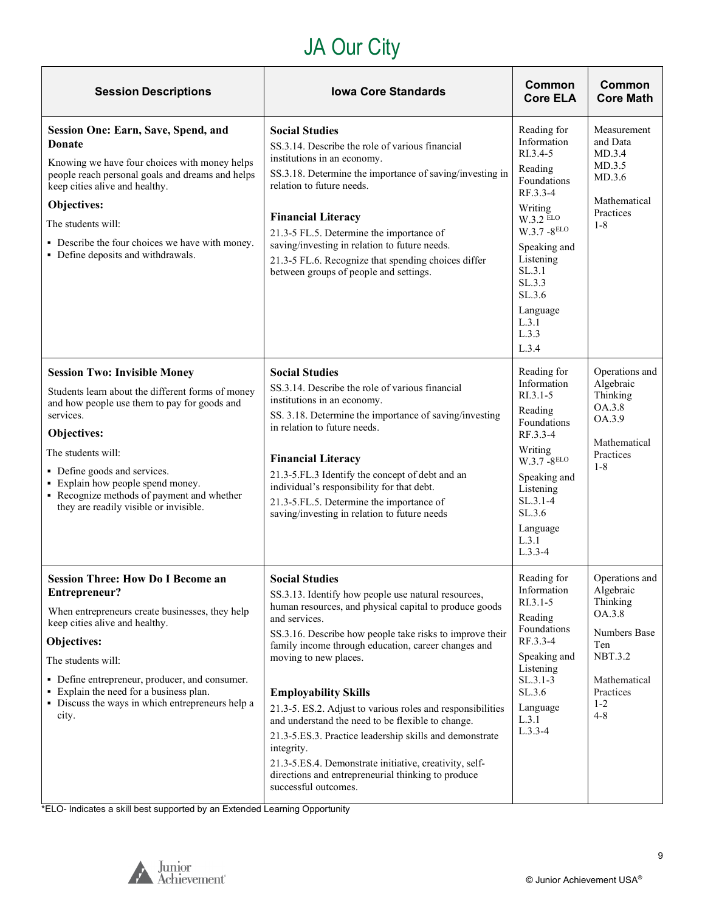# JA Our City

| Session Descriptions | Iowa Core Standards | Common Core ELA | Common Core Math |
|---|---|---|---|
| **Session One: Earn, Save, Spend, and Donate**<br>Knowing we have four choices with money helps people reach personal goals and dreams and helps keep cities alive and healthy.<br>**Objectives:**<br>The students will:<br>▪ Describe the four choices we have with money.<br>▪ Define deposits and withdrawals. | **Social Studies**<br>SS.3.14. Describe the role of various financial institutions in an economy.<br>SS.3.18. Determine the importance of saving/investing in relation to future needs.<br><br>**Financial Literacy**<br>21.3-5 FL.5. Determine the importance of saving/investing in relation to future needs.<br>21.3-5 FL.6. Recognize that spending choices differ between groups of people and settings. | Reading for Information RI.3.4-5<br>Reading Foundations RF.3.3-4<br>Writing W.3.2 ELO<br>W.3.7 -8ELO<br>Speaking and Listening SL.3.1<br>SL.3.3<br>SL.3.6<br>Language L.3.1<br>L.3.3<br>L.3.4 | Measurement and Data MD.3.4<br>MD.3.5<br>MD.3.6<br><br>Mathematical Practices 1-8 |
| **Session Two: Invisible Money**<br>Students learn about the different forms of money and how people use them to pay for goods and services.<br>**Objectives:**<br>The students will:<br>▪ Define goods and services.<br>▪ Explain how people spend money.<br>▪ Recognize methods of payment and whether they are readily visible or invisible. | **Social Studies**<br>SS.3.14. Describe the role of various financial institutions in an economy.<br>SS. 3.18. Determine the importance of saving/investing in relation to future needs.<br><br>**Financial Literacy**<br>21.3-5.FL.3 Identify the concept of debt and an individual's responsibility for that debt.<br>21.3-5.FL.5. Determine the importance of saving/investing in relation to future needs | Reading for Information RI.3.1-5<br>Reading Foundations RF.3.3-4<br>Writing W.3.7 -8ELO<br>Speaking and Listening SL.3.1-4<br>SL.3.6<br>Language L.3.1<br>L.3.3-4 | Operations and Algebraic Thinking OA.3.8<br>OA.3.9<br><br>Mathematical Practices 1-8 |
| **Session Three: How Do I Become an Entrepreneur?**<br>When entrepreneurs create businesses, they help keep cities alive and healthy.<br>**Objectives:**<br>The students will:<br>▪ Define entrepreneur, producer, and consumer.<br>▪ Explain the need for a business plan.<br>▪ Discuss the ways in which entrepreneurs help a city. | **Social Studies**<br>SS.3.13. Identify how people use natural resources, human resources, and physical capital to produce goods and services.<br>SS.3.16. Describe how people take risks to improve their family income through education, career changes and moving to new places.<br><br>**Employability Skills**<br>21.3-5. ES.2. Adjust to various roles and responsibilities and understand the need to be flexible to change.<br>21.3-5.ES.3. Practice leadership skills and demonstrate integrity.<br>21.3-5.ES.4. Demonstrate initiative, creativity, self-directions and entrepreneurial thinking to produce successful outcomes. | Reading for Information RI.3.1-5<br>Reading Foundations RF.3.3-4<br>Speaking and Listening SL.3.1-3<br>SL.3.6<br>Language L.3.1<br>L.3.3-4 | Operations and Algebraic Thinking OA.3.8<br><br>Numbers Base Ten NBT.3.2<br><br>Mathematical Practices 1-2<br>4-8 |

*ELO- Indicates a skill best supported by an Extended Learning Opportunity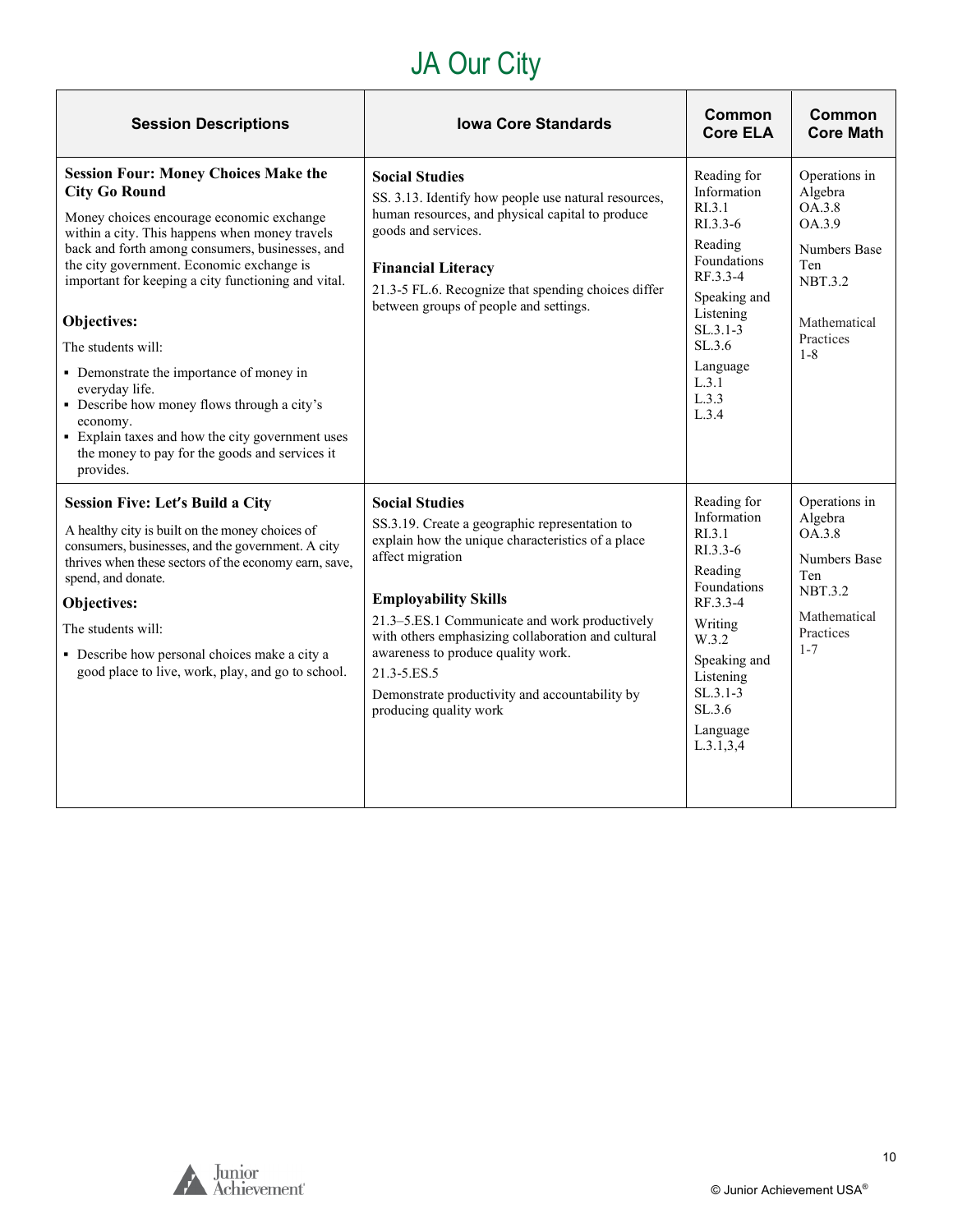# JA Our City

| Session Descriptions | Iowa Core Standards | Common Core ELA | Common Core Math |
|---|---|---|---|
| **Session Four: Money Choices Make the City Go Round**<br><br>Money choices encourage economic exchange within a city. This happens when money travels back and forth among consumers, businesses, and the city government. Economic exchange is important for keeping a city functioning and vital.<br><br>**Objectives:**<br><br>The students will:<br><br>▪ Demonstrate the importance of money in everyday life.<br>▪ Describe how money flows through a city's economy.<br>▪ Explain taxes and how the city government uses the money to pay for the goods and services it provides. | **Social Studies**<br>SS. 3.13. Identify how people use natural resources, human resources, and physical capital to produce goods and services.<br><br>**Financial Literacy**<br>21.3-5 FL.6. Recognize that spending choices differ between groups of people and settings. | Reading for Information<br>RI.3.1<br>RI.3.3-6<br>Reading Foundations<br>RF.3.3-4<br>Speaking and Listening<br>SL.3.1-3<br>SL.3.6<br>Language<br>L.3.1<br>L.3.3<br>L.3.4 | Operations in Algebra<br>OA.3.8<br>OA.3.9<br><br>Numbers Base Ten<br>NBT.3.2<br><br>Mathematical Practices<br>1-8 |
| **Session Five: Let's Build a City**<br><br>A healthy city is built on the money choices of consumers, businesses, and the government. A city thrives when these sectors of the economy earn, save, spend, and donate.<br><br>**Objectives:**<br><br>The students will:<br><br>▪ Describe how personal choices make a city a good place to live, work, play, and go to school. | **Social Studies**<br>SS.3.19. Create a geographic representation to explain how the unique characteristics of a place affect migration<br><br>**Employability Skills**<br>21.3–5.ES.1 Communicate and work productively with others emphasizing collaboration and cultural awareness to produce quality work.<br>21.3-5.ES.5<br>Demonstrate productivity and accountability by producing quality work | Reading for Information<br>RI.3.1<br>RI.3.3-6<br>Reading Foundations<br>RF.3.3-4<br>Writing<br>W.3.2<br>Speaking and Listening<br>SL.3.1-3<br>SL.3.6<br>Language<br>L.3.1,3,4 | Operations in Algebra<br>OA.3.8<br><br>Numbers Base Ten<br>NBT.3.2<br><br>Mathematical Practices<br>1-7 |

© Junior Achievement USA®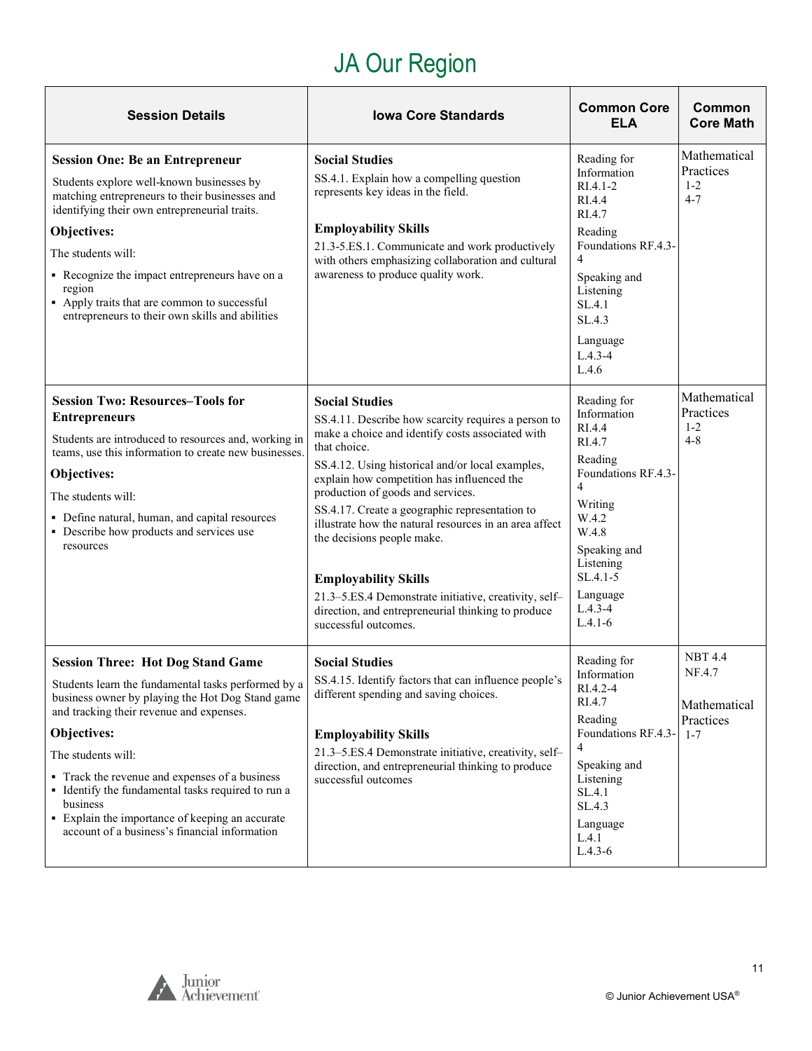# JA Our Region

| Session Details | Iowa Core Standards | Common Core ELA | Common Core Math |
|---|---|---|---|
| **Session One: Be an Entrepreneur**<br>Students explore well-known businesses by matching entrepreneurs to their businesses and identifying their own entrepreneurial traits.<br>**Objectives:**<br>The students will:<br>▪ Recognize the impact entrepreneurs have on a region<br>▪ Apply traits that are common to successful entrepreneurs to their own skills and abilities | **Social Studies**<br>SS.4.1. Explain how a compelling question represents key ideas in the field.<br><br>**Employability Skills**<br>21.3-5.ES.1. Communicate and work productively with others emphasizing collaboration and cultural awareness to produce quality work. | Reading for Information<br>RI.4.1-2<br>RI.4.4<br>RI.4.7<br>Reading Foundations RF.4.3-4<br>Speaking and Listening<br>SL.4.1<br>SL.4.3<br>Language<br>L.4.3-4<br>L.4.6 | Mathematical Practices<br>1-2<br>4-7 |
| **Session Two: Resources–Tools for Entrepreneurs**<br>Students are introduced to resources and, working in teams, use this information to create new businesses.<br>**Objectives:**<br>The students will:<br>▪ Define natural, human, and capital resources<br>▪ Describe how products and services use resources | **Social Studies**<br>SS.4.11. Describe how scarcity requires a person to make a choice and identify costs associated with that choice.<br>SS.4.12. Using historical and/or local examples, explain how competition has influenced the production of goods and services.<br>SS.4.17. Create a geographic representation to illustrate how the natural resources in an area affect the decisions people make.<br><br>**Employability Skills**<br>21.3–5.ES.4 Demonstrate initiative, creativity, self–direction, and entrepreneurial thinking to produce successful outcomes. | Reading for Information<br>RI.4.4<br>RI.4.7<br>Reading Foundations RF.4.3-4<br>Writing<br>W.4.2<br>W.4.8<br>Speaking and Listening<br>SL.4.1-5<br>Language<br>L.4.3-4<br>L.4.1-6 | Mathematical Practices<br>1-2<br>4-8 |
| **Session Three: Hot Dog Stand Game**<br>Students learn the fundamental tasks performed by a business owner by playing the Hot Dog Stand game and tracking their revenue and expenses.<br>**Objectives:**<br>The students will:<br>▪ Track the revenue and expenses of a business<br>▪ Identify the fundamental tasks required to run a business<br>▪ Explain the importance of keeping an accurate account of a business's financial information | **Social Studies**<br>SS.4.15. Identify factors that can influence people's different spending and saving choices.<br><br>**Employability Skills**<br>21.3–5.ES.4 Demonstrate initiative, creativity, self–direction, and entrepreneurial thinking to produce successful outcomes | Reading for Information<br>RI.4.2-4<br>RI.4.7<br>Reading Foundations RF.4.3-4<br>Speaking and Listening<br>SL.4.1<br>SL.4.3<br>Language<br>L.4.1<br>L.4.3-6 | NBT 4.4<br>NF.4.7<br><br>Mathematical Practices<br>1-7 |

© Junior Achievement USA®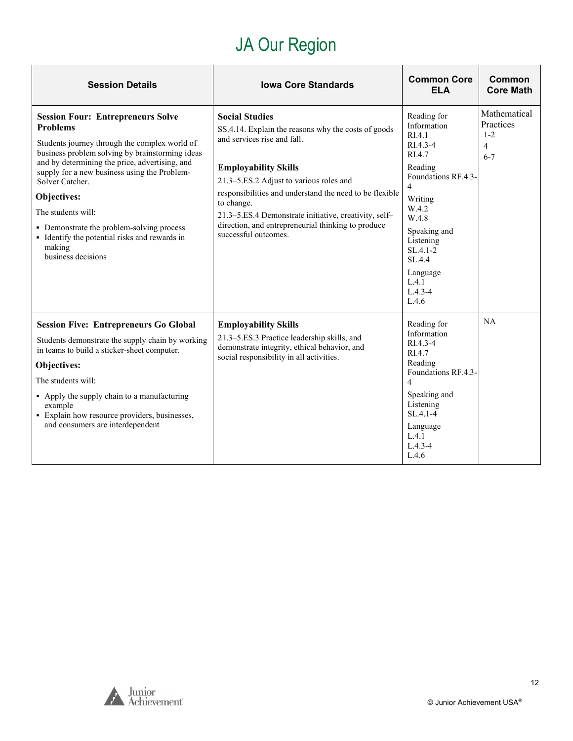# JA Our Region

| Session Details | Iowa Core Standards | Common Core ELA | Common Core Math |
|---|---|---|---|
| **Session Four: Entrepreneurs Solve Problems**<br>Students journey through the complex world of business problem solving by brainstorming ideas and by determining the price, advertising, and supply for a new business using the Problem-Solver Catcher.<br>**Objectives:**<br>The students will:<br>▪ Demonstrate the problem-solving process<br>▪ Identify the potential risks and rewards in making business decisions | **Social Studies**<br>SS.4.14. Explain the reasons why the costs of goods and services rise and fall.<br><br>**Employability Skills**<br>21.3–5.ES.2 Adjust to various roles and responsibilities and understand the need to be flexible to change.<br>21.3–5.ES.4 Demonstrate initiative, creativity, self–direction, and entrepreneurial thinking to produce successful outcomes. | Reading for Information<br>RI.4.1<br>RI.4.3-4<br>RI.4.7<br>Reading Foundations RF.4.3-4<br>Writing<br>W.4.2<br>W.4.8<br>Speaking and Listening<br>SL.4.1-2<br>SL.4.4<br>Language<br>L.4.1<br>L.4.3-4<br>L.4.6 | Mathematical Practices<br>1-2<br>4<br>6-7 |
| **Session Five: Entrepreneurs Go Global**<br>Students demonstrate the supply chain by working in teams to build a sticker-sheet computer.<br>**Objectives:**<br>The students will:<br>▪ Apply the supply chain to a manufacturing example<br>▪ Explain how resource providers, businesses, and consumers are interdependent | **Employability Skills**<br>21.3–5.ES.3 Practice leadership skills, and demonstrate integrity, ethical behavior, and social responsibility in all activities. | Reading for Information<br>RI.4.3-4<br>RI.4.7<br>Reading Foundations RF.4.3-4<br>Speaking and Listening<br>SL.4.1-4<br>Language<br>L.4.1<br>L.4.3-4<br>L.4.6 | NA |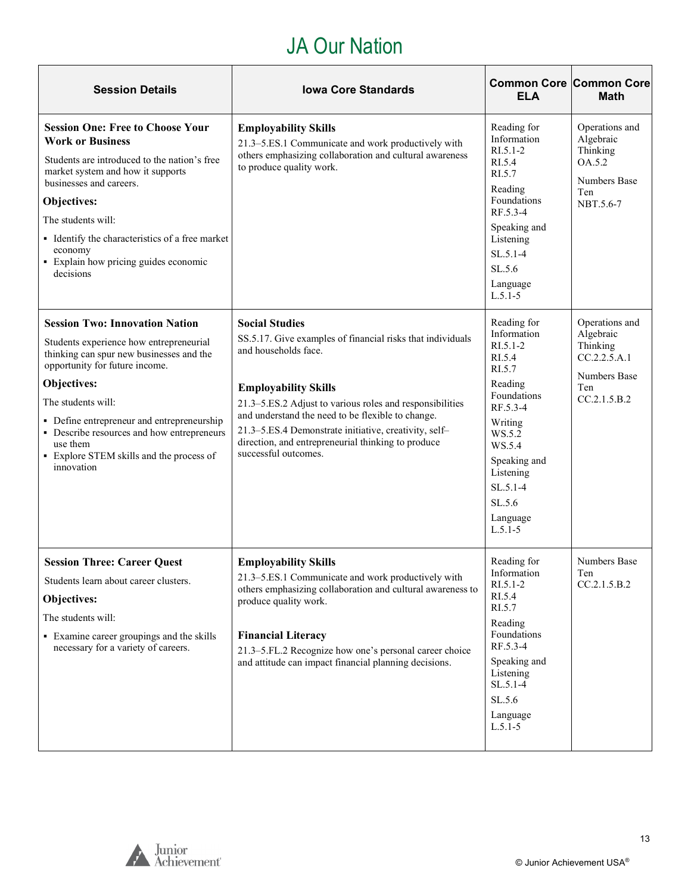# JA Our Nation

| Session Details | Iowa Core Standards | Common Core ELA | Common Core Math |
|---|---|---|---|
| **Session One: Free to Choose Your Work or Business**<br>Students are introduced to the nation's free market system and how it supports businesses and careers.<br>**Objectives:**<br>The students will:<br>▪ Identify the characteristics of a free market economy<br>▪ Explain how pricing guides economic decisions | **Employability Skills**<br>21.3–5.ES.1 Communicate and work productively with others emphasizing collaboration and cultural awareness to produce quality work. | Reading for Information<br>RI.5.1-2<br>RI.5.4<br>RI.5.7<br>Reading Foundations<br>RF.5.3-4<br>Speaking and Listening<br>SL.5.1-4<br>SL.5.6<br>Language<br>L.5.1-5 | Operations and Algebraic Thinking<br>OA.5.2<br>Numbers Base Ten<br>NBT.5.6-7 |
| **Session Two: Innovation Nation**<br>Students experience how entrepreneurial thinking can spur new businesses and the opportunity for future income.<br>**Objectives:**<br>The students will:<br>▪ Define entrepreneur and entrepreneurship<br>▪ Describe resources and how entrepreneurs use them<br>▪ Explore STEM skills and the process of innovation | **Social Studies**<br>SS.5.17. Give examples of financial risks that individuals and households face.<br><br>**Employability Skills**<br>21.3–5.ES.2 Adjust to various roles and responsibilities and understand the need to be flexible to change.<br>21.3–5.ES.4 Demonstrate initiative, creativity, self–direction, and entrepreneurial thinking to produce successful outcomes. | Reading for Information<br>RI.5.1-2<br>RI.5.4<br>RI.5.7<br>Reading Foundations<br>RF.5.3-4<br>Writing<br>WS.5.2<br>WS.5.4<br>Speaking and Listening<br>SL.5.1-4<br>SL.5.6<br>Language<br>L.5.1-5 | Operations and Algebraic Thinking<br>CC.2.2.5.A.1<br>Numbers Base Ten<br>CC.2.1.5.B.2 |
| **Session Three: Career Quest**<br>Students learn about career clusters.<br>**Objectives:**<br>The students will:<br>▪ Examine career groupings and the skills necessary for a variety of careers. | **Employability Skills**<br>21.3–5.ES.1 Communicate and work productively with others emphasizing collaboration and cultural awareness to produce quality work.<br><br>**Financial Literacy**<br>21.3–5.FL.2 Recognize how one's personal career choice and attitude can impact financial planning decisions. | Reading for Information<br>RI.5.1-2<br>RI.5.4<br>RI.5.7<br>Reading Foundations<br>RF.5.3-4<br>Speaking and Listening<br>SL.5.1-4<br>SL.5.6<br>Language<br>L.5.1-5 | Numbers Base Ten<br>CC.2.1.5.B.2 |

© Junior Achievement USA®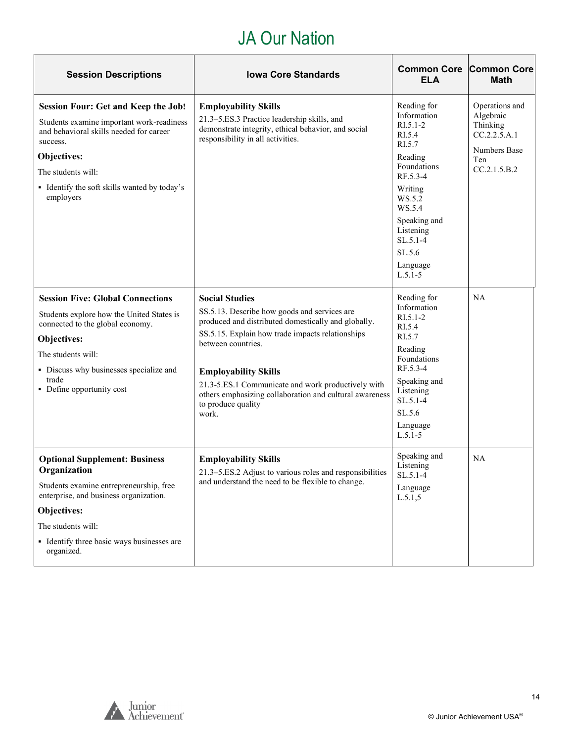# JA Our Nation

| Session Descriptions | Iowa Core Standards | Common Core ELA | Common Core Math |
|---|---|---|---|
| **Session Four: Get and Keep the Job!**<br>Students examine important work-readiness and behavioral skills needed for career success.<br>**Objectives:**<br>The students will:<br>▪ Identify the soft skills wanted by today's employers | **Employability Skills**<br>21.3–5.ES.3 Practice leadership skills, and demonstrate integrity, ethical behavior, and social responsibility in all activities. | Reading for Information<br>RI.5.1-2<br>RI.5.4<br>RI.5.7<br>Reading Foundations<br>RF.5.3-4<br>Writing<br>WS.5.2<br>WS.5.4<br>Speaking and Listening<br>SL.5.1-4<br>SL.5.6<br>Language<br>L.5.1-5 | Operations and Algebraic Thinking<br>CC.2.2.5.A.1<br>Numbers Base Ten<br>CC.2.1.5.B.2 |
| **Session Five: Global Connections**<br>Students explore how the United States is connected to the global economy.<br>**Objectives:**<br>The students will:<br>▪ Discuss why businesses specialize and trade<br>▪ Define opportunity cost | **Social Studies**<br>SS.5.13. Describe how goods and services are produced and distributed domestically and globally.<br>SS.5.15. Explain how trade impacts relationships between countries.<br>**Employability Skills**<br>21.3-5.ES.1 Communicate and work productively with others emphasizing collaboration and cultural awareness to produce quality work. | Reading for Information<br>RI.5.1-2<br>RI.5.4<br>RI.5.7<br>Reading Foundations<br>RF.5.3-4<br>Speaking and Listening<br>SL.5.1-4<br>SL.5.6<br>Language<br>L.5.1-5 | NA |
| **Optional Supplement: Business Organization**<br>Students examine entrepreneurship, free enterprise, and business organization.<br>**Objectives:**<br>The students will:<br>▪ Identify three basic ways businesses are organized. | **Employability Skills**<br>21.3–5.ES.2 Adjust to various roles and responsibilities and understand the need to be flexible to change. | Speaking and Listening<br>SL.5.1-4<br>Language<br>L.5.1,5 | NA |

© Junior Achievement USA®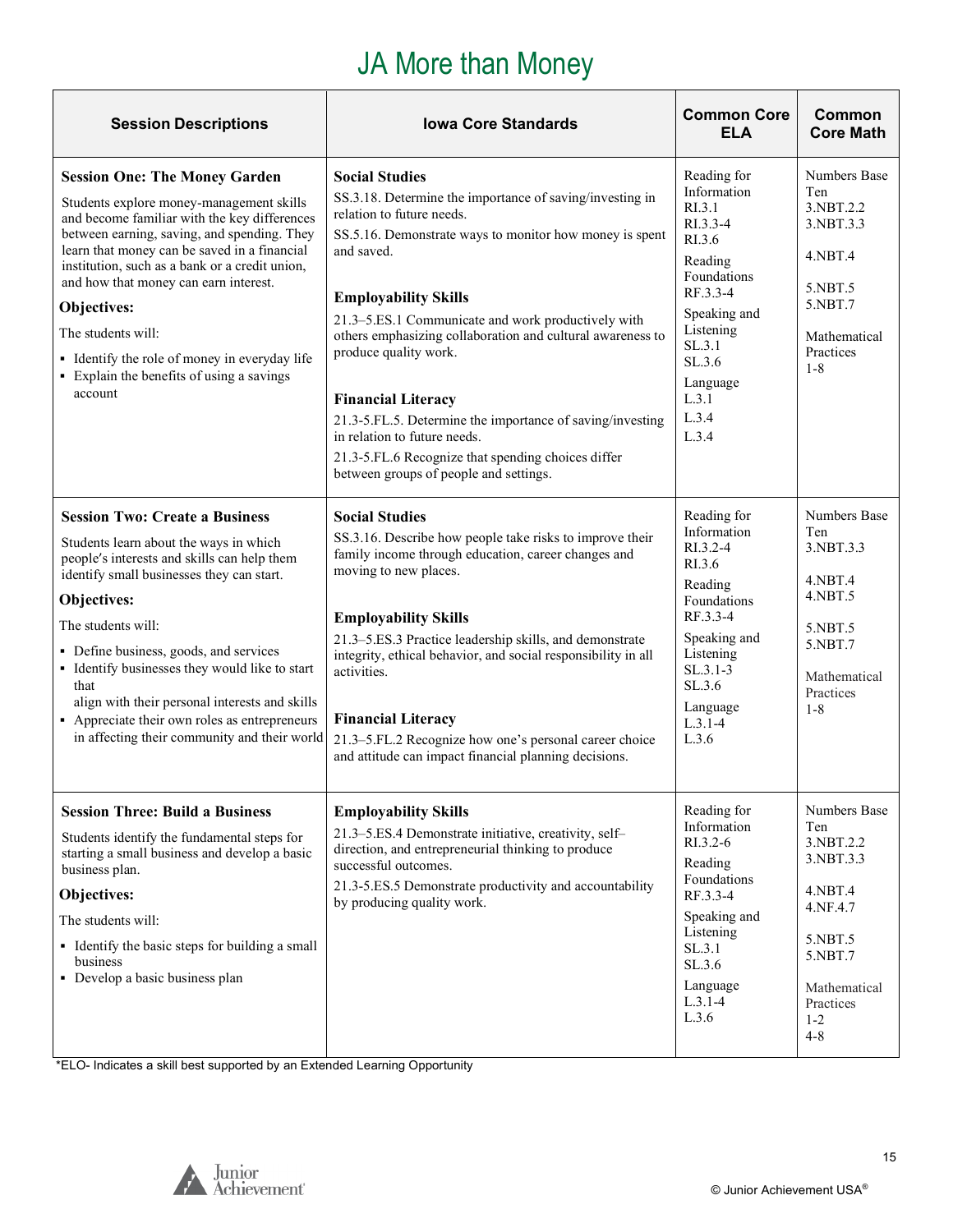# JA More than Money

| Session Descriptions | Iowa Core Standards | Common Core ELA | Common Core Math |
|---|---|---|---|
| **Session One: The Money Garden**<br>Students explore money-management skills and become familiar with the key differences between earning, saving, and spending. They learn that money can be saved in a financial institution, such as a bank or a credit union, and how that money can earn interest.<br>**Objectives:**<br>The students will:<br>▪ Identify the role of money in everyday life<br>▪ Explain the benefits of using a savings account | **Social Studies**<br>SS.3.18. Determine the importance of saving/investing in relation to future needs.<br>SS.5.16. Demonstrate ways to monitor how money is spent and saved.<br>**Employability Skills**<br>21.3–5.ES.1 Communicate and work productively with others emphasizing collaboration and cultural awareness to produce quality work.<br>**Financial Literacy**<br>21.3-5.FL.5. Determine the importance of saving/investing in relation to future needs.<br>21.3-5.FL.6 Recognize that spending choices differ between groups of people and settings. | Reading for Information<br>RI.3.1<br>RI.3.3-4<br>RI.3.6<br>Reading Foundations<br>RF.3.3-4<br>Speaking and Listening<br>SL.3.1<br>SL.3.6<br>Language<br>L.3.1<br>L.3.4<br>L.3.4 | Numbers Base Ten<br>3.NBT.2.2<br>3.NBT.3.3<br>4.NBT.4<br>5.NBT.5<br>5.NBT.7<br>Mathematical Practices<br>1-8 |
| **Session Two: Create a Business**<br>Students learn about the ways in which people's interests and skills can help them identify small businesses they can start.<br>**Objectives:**<br>The students will:<br>▪ Define business, goods, and services<br>▪ Identify businesses they would like to start that align with their personal interests and skills<br>▪ Appreciate their own roles as entrepreneurs in affecting their community and their world | **Social Studies**<br>SS.3.16. Describe how people take risks to improve their family income through education, career changes and moving to new places.<br>**Employability Skills**<br>21.3–5.ES.3 Practice leadership skills, and demonstrate integrity, ethical behavior, and social responsibility in all activities.<br>**Financial Literacy**<br>21.3–5.FL.2 Recognize how one's personal career choice and attitude can impact financial planning decisions. | Reading for Information<br>RI.3.2-4<br>RI.3.6<br>Reading Foundations<br>RF.3.3-4<br>Speaking and Listening<br>SL.3.1-3<br>SL.3.6<br>Language<br>L.3.1-4<br>L.3.6 | Numbers Base Ten<br>3.NBT.3.3<br>4.NBT.4<br>4.NBT.5<br>5.NBT.5<br>5.NBT.7<br>Mathematical Practices<br>1-8 |
| **Session Three: Build a Business**<br>Students identify the fundamental steps for starting a small business and develop a basic business plan.<br>**Objectives:**<br>The students will:<br>▪ Identify the basic steps for building a small business<br>▪ Develop a basic business plan | **Employability Skills**<br>21.3–5.ES.4 Demonstrate initiative, creativity, self–direction, and entrepreneurial thinking to produce successful outcomes.<br>21.3-5.ES.5 Demonstrate productivity and accountability by producing quality work. | Reading for Information<br>RI.3.2-6<br>Reading Foundations<br>RF.3.3-4<br>Speaking and Listening<br>SL.3.1<br>SL.3.6<br>Language<br>L.3.1-4<br>L.3.6 | Numbers Base Ten<br>3.NBT.2.2<br>3.NBT.3.3<br>4.NBT.4<br>4.NF.4.7<br>5.NBT.5<br>5.NBT.7<br>Mathematical Practices<br>1-2<br>4-8 |

*ELO- Indicates a skill best supported by an Extended Learning Opportunity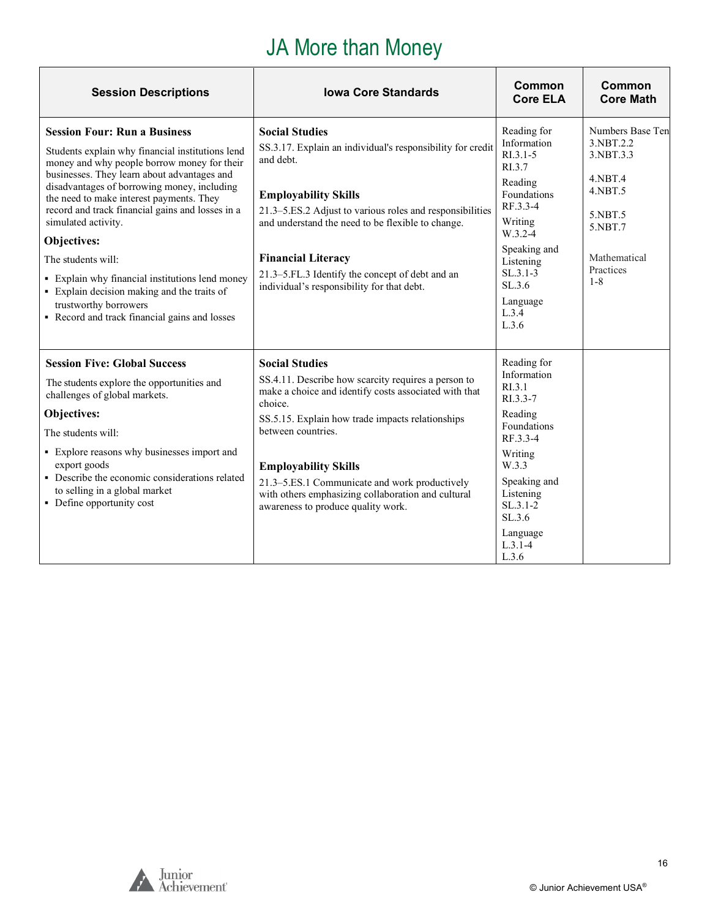# JA More than Money

| Session Descriptions | Iowa Core Standards | Common Core ELA | Common Core Math |
|---|---|---|---|
| **Session Four: Run a Business**<br><br>Students explain why financial institutions lend money and why people borrow money for their businesses. They learn about advantages and disadvantages of borrowing money, including the need to make interest payments. They record and track financial gains and losses in a simulated activity.<br><br>**Objectives:**<br><br>The students will:<br><br>▪ Explain why financial institutions lend money<br>▪ Explain decision making and the traits of trustworthy borrowers<br>▪ Record and track financial gains and losses | **Social Studies**<br>SS.3.17. Explain an individual's responsibility for credit and debt.<br><br>**Employability Skills**<br>21.3–5.ES.2 Adjust to various roles and responsibilities and understand the need to be flexible to change.<br><br>**Financial Literacy**<br>21.3–5.FL.3 Identify the concept of debt and an individual's responsibility for that debt. | Reading for Information<br>RI.3.1-5<br>RI.3.7<br><br>Reading Foundations<br>RF.3.3-4<br><br>Writing<br>W.3.2-4<br><br>Speaking and Listening<br>SL.3.1-3<br>SL.3.6<br><br>Language<br>L.3.4<br>L.3.6 | Numbers Base Ten<br>3.NBT.2.2<br>3.NBT.3.3<br><br>4.NBT.4<br>4.NBT.5<br><br>5.NBT.5<br>5.NBT.7<br><br>Mathematical Practices<br>1-8 |
| **Session Five: Global Success**<br><br>The students explore the opportunities and challenges of global markets.<br><br>**Objectives:**<br><br>The students will:<br><br>▪ Explore reasons why businesses import and export goods<br>▪ Describe the economic considerations related to selling in a global market<br>▪ Define opportunity cost | **Social Studies**<br>SS.4.11. Describe how scarcity requires a person to make a choice and identify costs associated with that choice.<br>SS.5.15. Explain how trade impacts relationships between countries.<br><br>**Employability Skills**<br>21.3–5.ES.1 Communicate and work productively with others emphasizing collaboration and cultural awareness to produce quality work. | Reading for Information<br>RI.3.1<br>RI.3.3-7<br><br>Reading Foundations<br>RF.3.3-4<br><br>Writing<br>W.3.3<br><br>Speaking and Listening<br>SL.3.1-2<br>SL.3.6<br><br>Language<br>L.3.1-4<br>L.3.6 | |

© Junior Achievement USA®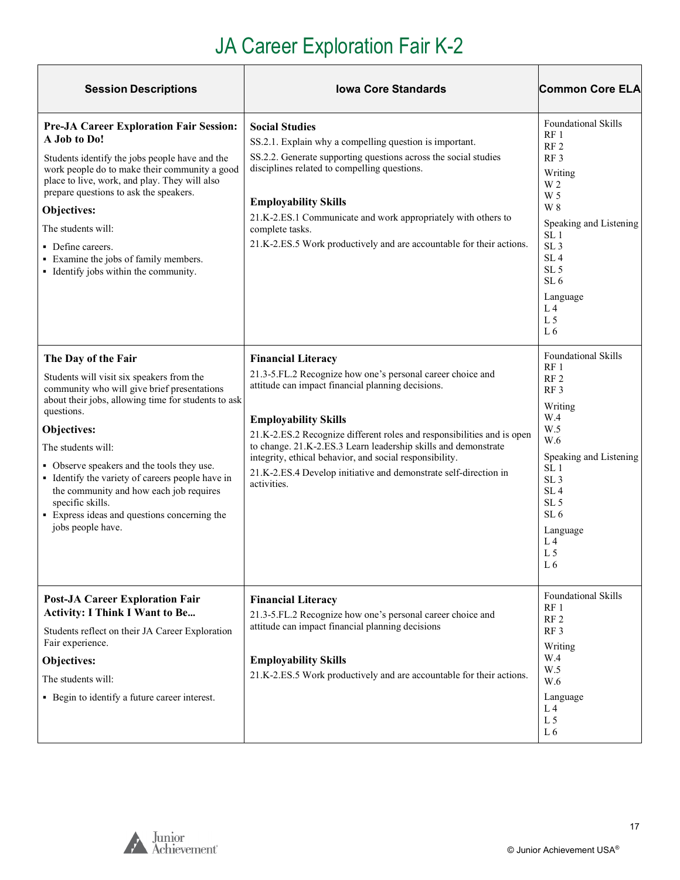# JA Career Exploration Fair K-2

| Session Descriptions | Iowa Core Standards | Common Core ELA |
|---|---|---|
| **Pre-JA Career Exploration Fair Session: A Job to Do!**<br><br>Students identify the jobs people have and the work people do to make their community a good place to live, work, and play. They will also prepare questions to ask the speakers.<br><br>**Objectives:**<br><br>The students will:<br><br>▪ Define careers.<br>▪ Examine the jobs of family members.<br>▪ Identify jobs within the community. | **Social Studies**<br>SS.2.1. Explain why a compelling question is important.<br>SS.2.2. Generate supporting questions across the social studies disciplines related to compelling questions.<br><br>**Employability Skills**<br>21.K-2.ES.1 Communicate and work appropriately with others to complete tasks.<br>21.K-2.ES.5 Work productively and are accountable for their actions. | Foundational Skills<br>RF 1<br>RF 2<br>RF 3<br>Writing<br>W 2<br>W 5<br>W 8<br>Speaking and Listening<br>SL 1<br>SL 3<br>SL 4<br>SL 5<br>SL 6<br>Language<br>L 4<br>L 5<br>L 6 |
| **The Day of the Fair**<br><br>Students will visit six speakers from the community who will give brief presentations about their jobs, allowing time for students to ask questions.<br><br>**Objectives:**<br><br>The students will:<br><br>▪ Observe speakers and the tools they use.<br>▪ Identify the variety of careers people have in the community and how each job requires specific skills.<br>▪ Express ideas and questions concerning the jobs people have. | **Financial Literacy**<br>21.3-5.FL.2 Recognize how one's personal career choice and attitude can impact financial planning decisions.<br><br>**Employability Skills**<br>21.K-2.ES.2 Recognize different roles and responsibilities and is open to change. 21.K-2.ES.3 Learn leadership skills and demonstrate integrity, ethical behavior, and social responsibility.<br>21.K-2.ES.4 Develop initiative and demonstrate self-direction in activities. | Foundational Skills<br>RF 1<br>RF 2<br>RF 3<br>Writing<br>W.4<br>W.5<br>W.6<br>Speaking and Listening<br>SL 1<br>SL 3<br>SL 4<br>SL 5<br>SL 6<br>Language<br>L 4<br>L 5<br>L 6 |
| **Post-JA Career Exploration Fair Activity: I Think I Want to Be...**<br><br>Students reflect on their JA Career Exploration Fair experience.<br><br>**Objectives:**<br><br>The students will:<br><br>▪ Begin to identify a future career interest. | **Financial Literacy**<br>21.3-5.FL.2 Recognize how one's personal career choice and attitude can impact financial planning decisions<br><br>**Employability Skills**<br>21.K-2.ES.5 Work productively and are accountable for their actions. | Foundational Skills<br>RF 1<br>RF 2<br>RF 3<br>Writing<br>W.4<br>W.5<br>W.6<br>Language<br>L 4<br>L 5<br>L 6 |

© Junior Achievement USA®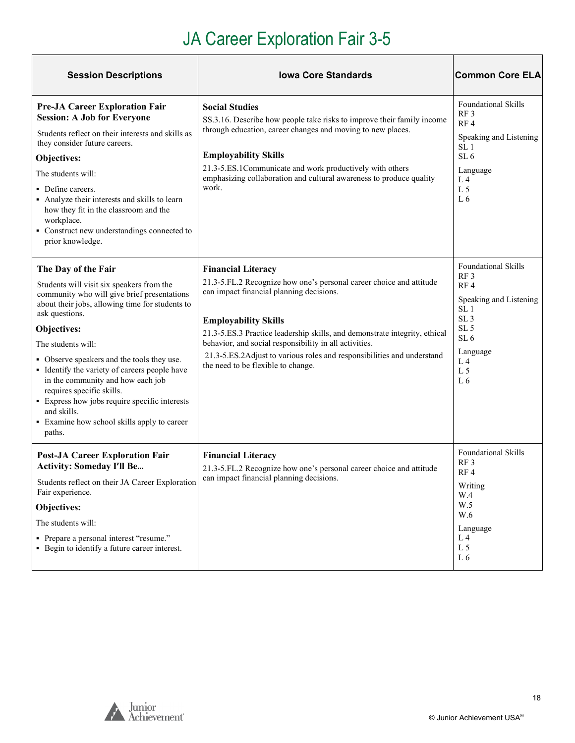# JA Career Exploration Fair 3-5

| Session Descriptions | Iowa Core Standards | Common Core ELA |
|---|---|---|
| **Pre-JA Career Exploration Fair Session: A Job for Everyone**<br>Students reflect on their interests and skills as they consider future careers.<br>**Objectives:**<br>The students will:<br>▪ Define careers.<br>▪ Analyze their interests and skills to learn how they fit in the classroom and the workplace.<br>▪ Construct new understandings connected to prior knowledge. | **Social Studies**<br>SS.3.16. Describe how people take risks to improve their family income through education, career changes and moving to new places.<br><br>**Employability Skills**<br>21.3-5.ES.1Communicate and work productively with others emphasizing collaboration and cultural awareness to produce quality work. | Foundational Skills<br>RF 3<br>RF 4<br>Speaking and Listening<br>SL 1<br>SL 6<br>Language<br>L 4<br>L 5<br>L 6 |
| **The Day of the Fair**<br>Students will visit six speakers from the community who will give brief presentations about their jobs, allowing time for students to ask questions.<br>**Objectives:**<br>The students will:<br>▪ Observe speakers and the tools they use.<br>▪ Identify the variety of careers people have in the community and how each job requires specific skills.<br>▪ Express how jobs require specific interests and skills.<br>▪ Examine how school skills apply to career paths. | **Financial Literacy**<br>21.3-5.FL.2 Recognize how one's personal career choice and attitude can impact financial planning decisions.<br><br>**Employability Skills**<br>21.3-5.ES.3 Practice leadership skills, and demonstrate integrity, ethical behavior, and social responsibility in all activities.<br>21.3-5.ES.2Adjust to various roles and responsibilities and understand the need to be flexible to change. | Foundational Skills<br>RF 3<br>RF 4<br>Speaking and Listening<br>SL 1<br>SL 3<br>SL 5<br>SL 6<br>Language<br>L 4<br>L 5<br>L 6 |
| **Post-JA Career Exploration Fair Activity: Someday I'll Be...**<br>Students reflect on their JA Career Exploration Fair experience.<br>**Objectives:**<br>The students will:<br>▪ Prepare a personal interest "resume."<br>▪ Begin to identify a future career interest. | **Financial Literacy**<br>21.3-5.FL.2 Recognize how one's personal career choice and attitude can impact financial planning decisions. | Foundational Skills<br>RF 3<br>RF 4<br>Writing<br>W.4<br>W.5<br>W.6<br>Language<br>L 4<br>L 5<br>L 6 |

© Junior Achievement USA®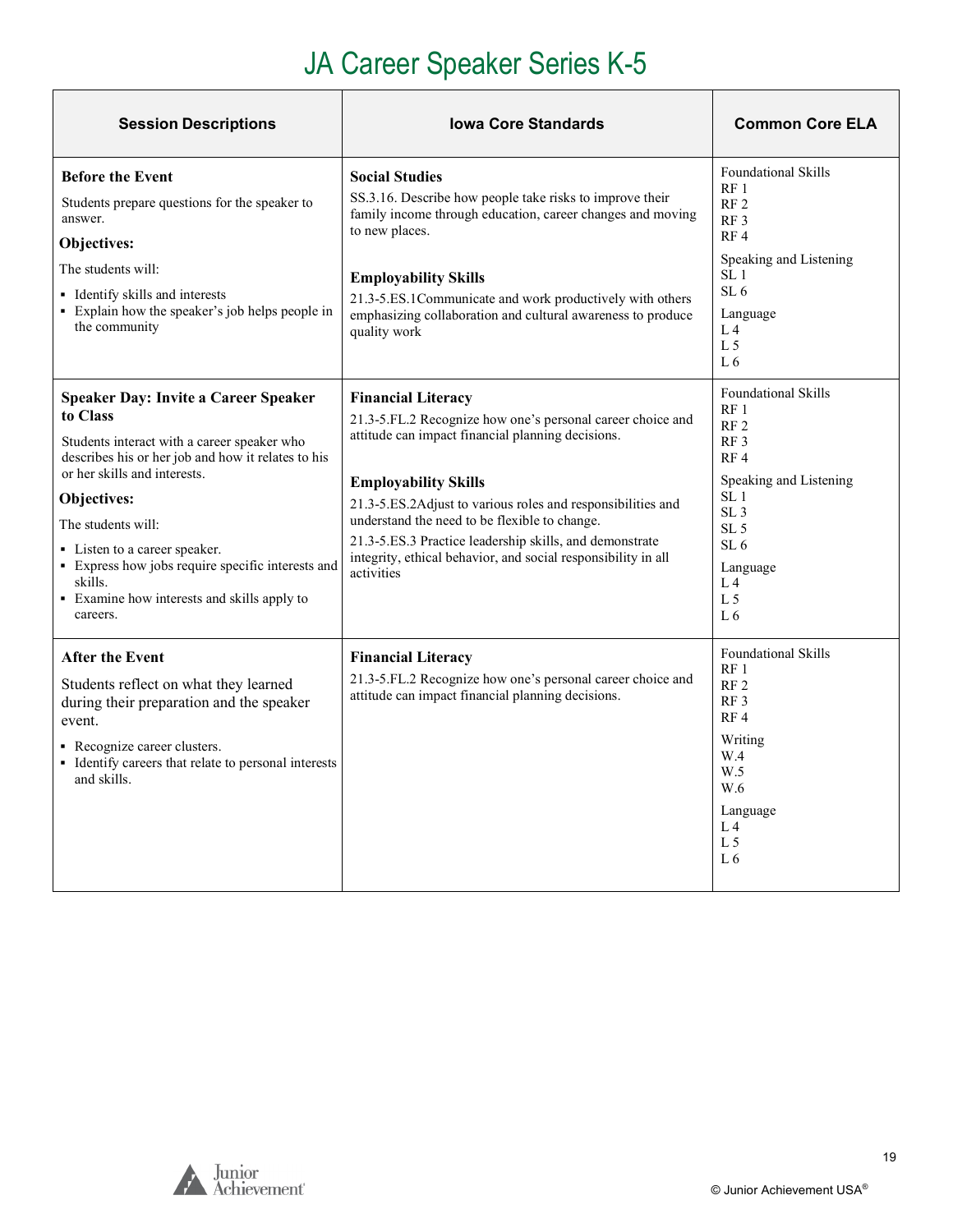# JA Career Speaker Series K-5

| Session Descriptions | Iowa Core Standards | Common Core ELA |
|---|---|---|
| **Before the Event**<br><br>Students prepare questions for the speaker to answer.<br><br>**Objectives:**<br><br>The students will:<br><br>▪ Identify skills and interests<br>▪ Explain how the speaker's job helps people in the community | **Social Studies**<br>SS.3.16. Describe how people take risks to improve their family income through education, career changes and moving to new places.<br><br>**Employability Skills**<br>21.3-5.ES.1Communicate and work productively with others emphasizing collaboration and cultural awareness to produce quality work | Foundational Skills<br>RF 1<br>RF 2<br>RF 3<br>RF 4<br>Speaking and Listening<br>SL 1<br>SL 6<br>Language<br>L 4<br>L 5<br>L 6 |
| **Speaker Day: Invite a Career Speaker to Class**<br><br>Students interact with a career speaker who describes his or her job and how it relates to his or her skills and interests.<br><br>**Objectives:**<br><br>The students will:<br><br>▪ Listen to a career speaker.<br>▪ Express how jobs require specific interests and skills.<br>▪ Examine how interests and skills apply to careers. | **Financial Literacy**<br>21.3-5.FL.2 Recognize how one's personal career choice and attitude can impact financial planning decisions.<br><br>**Employability Skills**<br>21.3-5.ES.2Adjust to various roles and responsibilities and understand the need to be flexible to change.<br>21.3-5.ES.3 Practice leadership skills, and demonstrate integrity, ethical behavior, and social responsibility in all activities | Foundational Skills<br>RF 1<br>RF 2<br>RF 3<br>RF 4<br>Speaking and Listening<br>SL 1<br>SL 3<br>SL 5<br>SL 6<br>Language<br>L 4<br>L 5<br>L 6 |
| **After the Event**<br><br>Students reflect on what they learned during their preparation and the speaker event.<br><br>▪ Recognize career clusters.<br>▪ Identify careers that relate to personal interests and skills. | **Financial Literacy**<br>21.3-5.FL.2 Recognize how one's personal career choice and attitude can impact financial planning decisions. | Foundational Skills<br>RF 1<br>RF 2<br>RF 3<br>RF 4<br>Writing<br>W.4<br>W.5<br>W.6<br>Language<br>L 4<br>L 5<br>L 6 |

© Junior Achievement USA®